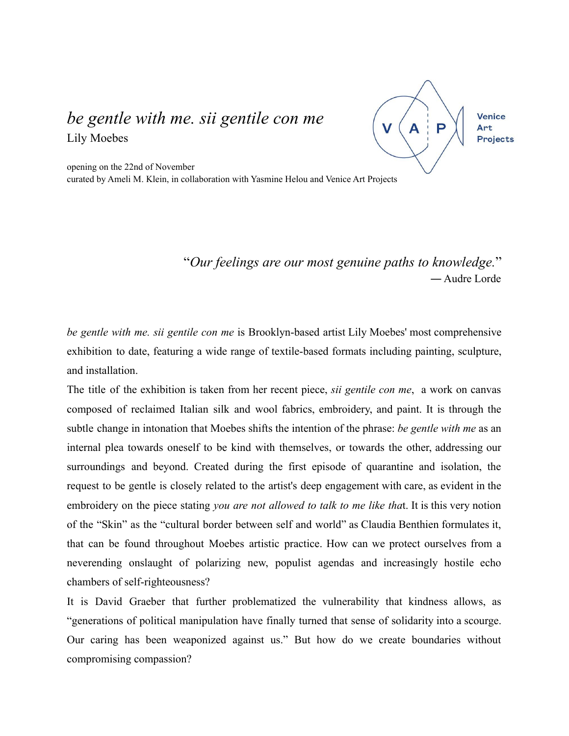# *be gentle with me. sii gentile con me*

Lily Moebes

Venice Art Projects

opening on the 22nd of November
curated by Ameli M. Klein, in collaboration with Yasmine Helou and Venice Art Projects

> "*Our feelings are our most genuine paths to knowledge.*"
> ― Audre Lorde

*be gentle with me. sii gentile con me* is Brooklyn-based artist Lily Moebes' most comprehensive exhibition to date, featuring a wide range of textile-based formats including painting, sculpture, and installation.

The title of the exhibition is taken from her recent piece, *sii gentile con me*, a work on canvas composed of reclaimed Italian silk and wool fabrics, embroidery, and paint. It is through the subtle change in intonation that Moebes shifts the intention of the phrase: *be gentle with me* as an internal plea towards oneself to be kind with themselves, or towards the other, addressing our surroundings and beyond. Created during the first episode of quarantine and isolation, the request to be gentle is closely related to the artist's deep engagement with care, as evident in the embroidery on the piece stating *you are not allowed to talk to me like tha*t. It is this very notion of the "Skin" as the "cultural border between self and world" as Claudia Benthien formulates it, that can be found throughout Moebes artistic practice. How can we protect ourselves from a neverending onslaught of polarizing new, populist agendas and increasingly hostile echo chambers of self-righteousness?

It is David Graeber that further problematized the vulnerability that kindness allows, as "generations of political manipulation have finally turned that sense of solidarity into a scourge. Our caring has been weaponized against us." But how do we create boundaries without compromising compassion?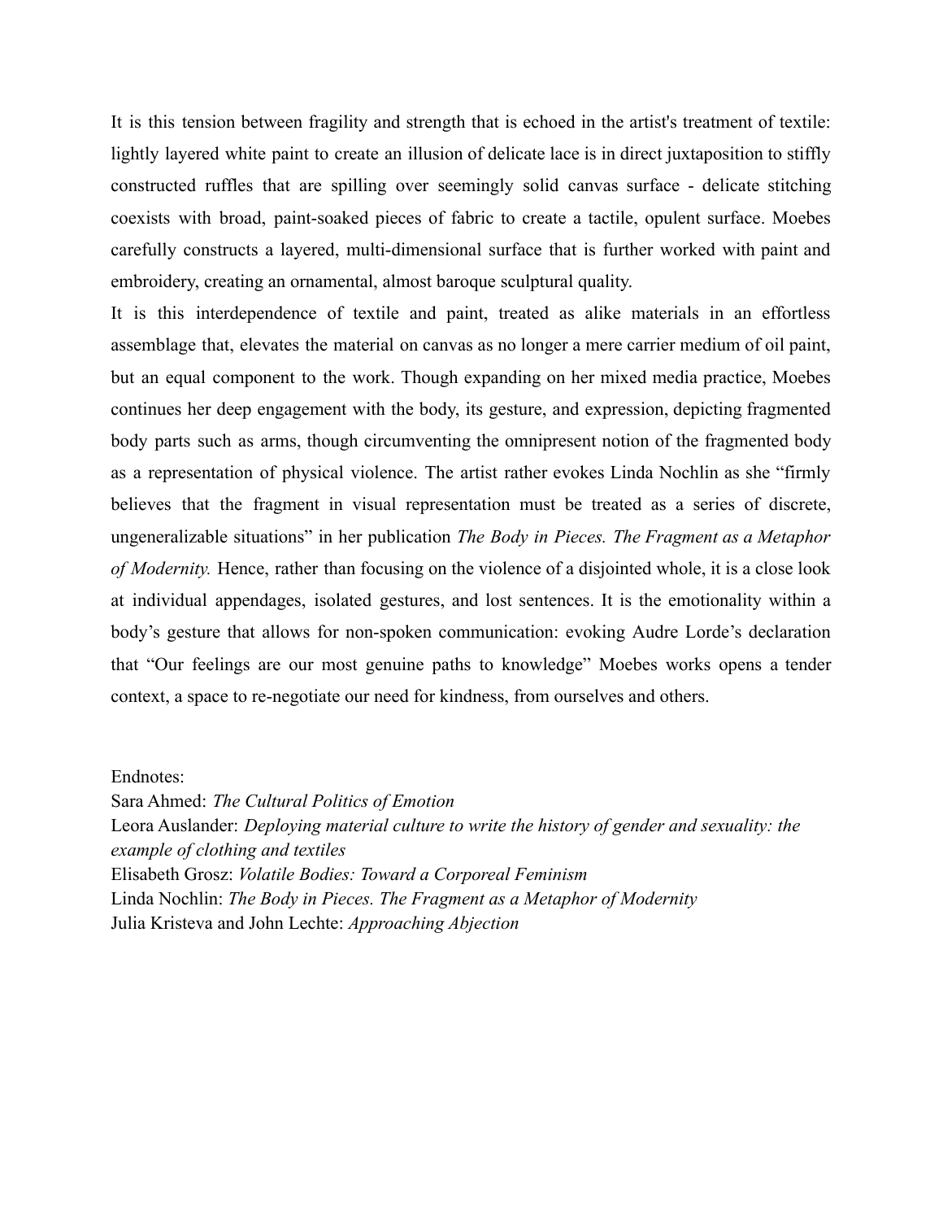It is this tension between fragility and strength that is echoed in the artist's treatment of textile: lightly layered white paint to create an illusion of delicate lace is in direct juxtaposition to stiffly constructed ruffles that are spilling over seemingly solid canvas surface - delicate stitching coexists with broad, paint-soaked pieces of fabric to create a tactile, opulent surface. Moebes carefully constructs a layered, multi-dimensional surface that is further worked with paint and embroidery, creating an ornamental, almost baroque sculptural quality.

It is this interdependence of textile and paint, treated as alike materials in an effortless assemblage that, elevates the material on canvas as no longer a mere carrier medium of oil paint, but an equal component to the work. Though expanding on her mixed media practice, Moebes continues her deep engagement with the body, its gesture, and expression, depicting fragmented body parts such as arms, though circumventing the omnipresent notion of the fragmented body as a representation of physical violence. The artist rather evokes Linda Nochlin as she "firmly believes that the fragment in visual representation must be treated as a series of discrete, ungeneralizable situations" in her publication *The Body in Pieces. The Fragment as a Metaphor of Modernity.* Hence, rather than focusing on the violence of a disjointed whole, it is a close look at individual appendages, isolated gestures, and lost sentences. It is the emotionality within a body's gesture that allows for non-spoken communication: evoking Audre Lorde's declaration that "Our feelings are our most genuine paths to knowledge" Moebes works opens a tender context, a space to re-negotiate our need for kindness, from ourselves and others.

Endnotes:

Sara Ahmed: *The Cultural Politics of Emotion*

Leora Auslander: *Deploying material culture to write the history of gender and sexuality: the example of clothing and textiles*

Elisabeth Grosz: *Volatile Bodies: Toward a Corporeal Feminism*

Linda Nochlin: *The Body in Pieces. The Fragment as a Metaphor of Modernity*

Julia Kristeva and John Lechte: *Approaching Abjection*